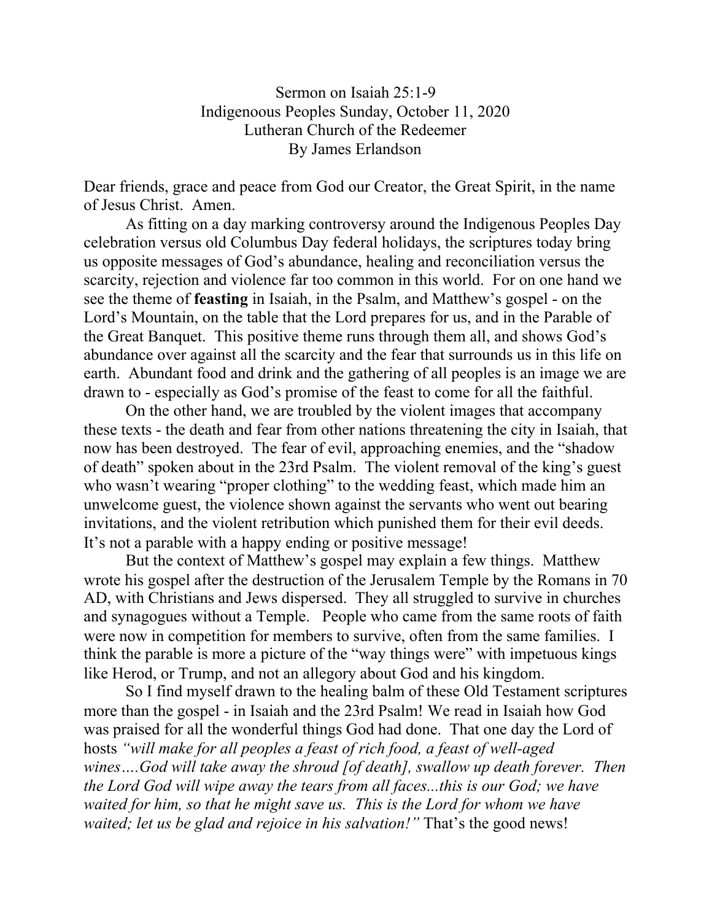# Sermon on Isaiah 25:1-9
## Indigenoous Peoples Sunday, October 11, 2020
## Lutheran Church of the Redeemer
## By James Erlandson

Dear friends, grace and peace from God our Creator, the Great Spirit, in the name of Jesus Christ. Amen.

As fitting on a day marking controversy around the Indigenous Peoples Day celebration versus old Columbus Day federal holidays, the scriptures today bring us opposite messages of God's abundance, healing and reconciliation versus the scarcity, rejection and violence far too common in this world. For on one hand we see the theme of **feasting** in Isaiah, in the Psalm, and Matthew's gospel - on the Lord's Mountain, on the table that the Lord prepares for us, and in the Parable of the Great Banquet. This positive theme runs through them all, and shows God's abundance over against all the scarcity and the fear that surrounds us in this life on earth. Abundant food and drink and the gathering of all peoples is an image we are drawn to - especially as God's promise of the feast to come for all the faithful.

On the other hand, we are troubled by the violent images that accompany these texts - the death and fear from other nations threatening the city in Isaiah, that now has been destroyed. The fear of evil, approaching enemies, and the "shadow of death" spoken about in the 23rd Psalm. The violent removal of the king's guest who wasn't wearing "proper clothing" to the wedding feast, which made him an unwelcome guest, the violence shown against the servants who went out bearing invitations, and the violent retribution which punished them for their evil deeds. It's not a parable with a happy ending or positive message!

But the context of Matthew's gospel may explain a few things. Matthew wrote his gospel after the destruction of the Jerusalem Temple by the Romans in 70 AD, with Christians and Jews dispersed. They all struggled to survive in churches and synagogues without a Temple. People who came from the same roots of faith were now in competition for members to survive, often from the same families. I think the parable is more a picture of the "way things were" with impetuous kings like Herod, or Trump, and not an allegory about God and his kingdom.

So I find myself drawn to the healing balm of these Old Testament scriptures more than the gospel - in Isaiah and the 23rd Psalm! We read in Isaiah how God was praised for all the wonderful things God had done. That one day the Lord of hosts *"will make for all peoples a feast of rich food, a feast of well-aged wines….God will take away the shroud [of death], swallow up death forever. Then the Lord God will wipe away the tears from all faces...this is our God; we have waited for him, so that he might save us. This is the Lord for whom we have waited; let us be glad and rejoice in his salvation!"* That's the good news!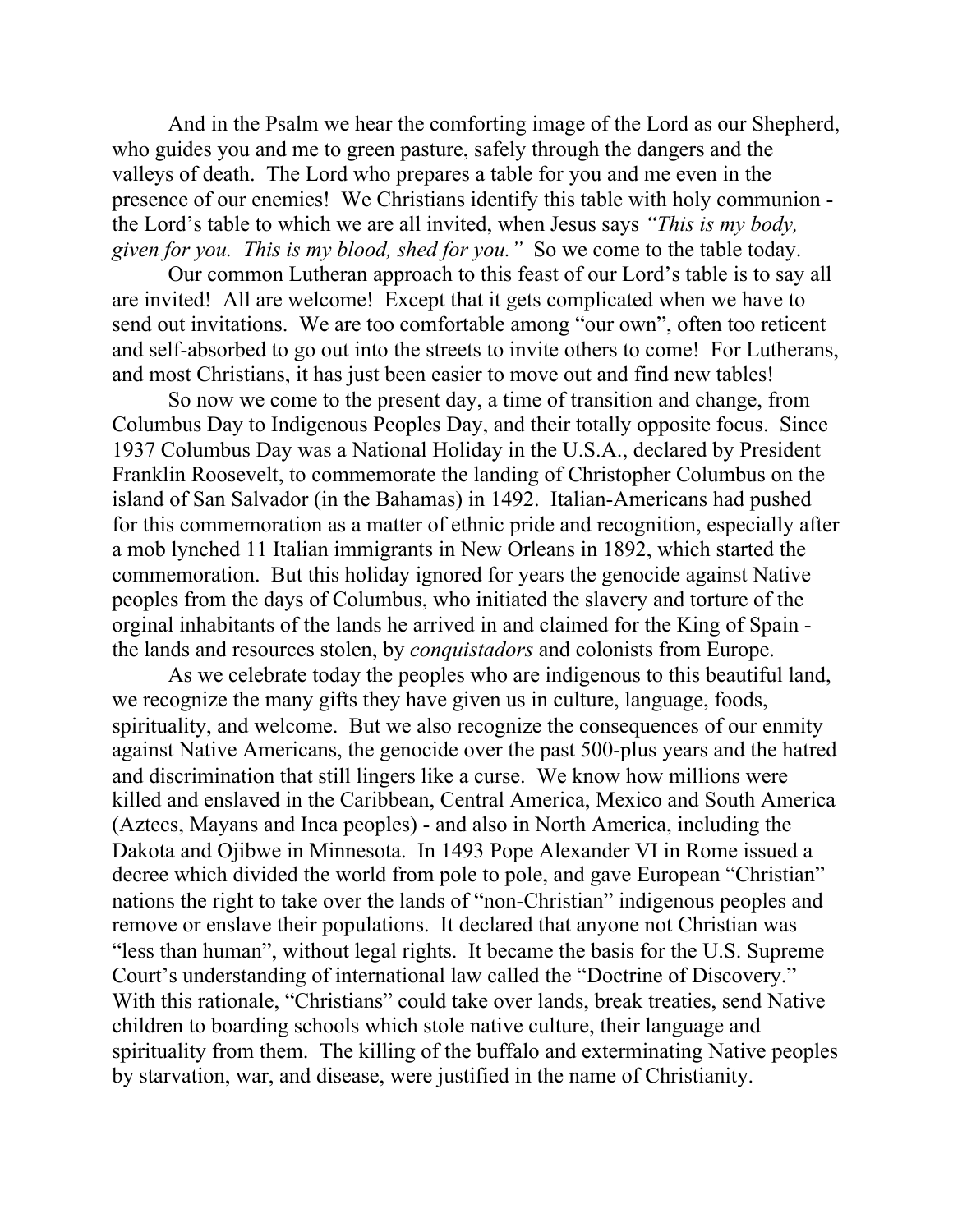And in the Psalm we hear the comforting image of the Lord as our Shepherd, who guides you and me to green pasture, safely through the dangers and the valleys of death. The Lord who prepares a table for you and me even in the presence of our enemies! We Christians identify this table with holy communion - the Lord's table to which we are all invited, when Jesus says *"This is my body, given for you. This is my blood, shed for you."* So we come to the table today.

Our common Lutheran approach to this feast of our Lord's table is to say all are invited! All are welcome! Except that it gets complicated when we have to send out invitations. We are too comfortable among "our own", often too reticent and self-absorbed to go out into the streets to invite others to come! For Lutherans, and most Christians, it has just been easier to move out and find new tables!

So now we come to the present day, a time of transition and change, from Columbus Day to Indigenous Peoples Day, and their totally opposite focus. Since 1937 Columbus Day was a National Holiday in the U.S.A., declared by President Franklin Roosevelt, to commemorate the landing of Christopher Columbus on the island of San Salvador (in the Bahamas) in 1492. Italian-Americans had pushed for this commemoration as a matter of ethnic pride and recognition, especially after a mob lynched 11 Italian immigrants in New Orleans in 1892, which started the commemoration. But this holiday ignored for years the genocide against Native peoples from the days of Columbus, who initiated the slavery and torture of the orginal inhabitants of the lands he arrived in and claimed for the King of Spain - the lands and resources stolen, by *conquistadors* and colonists from Europe.

As we celebrate today the peoples who are indigenous to this beautiful land, we recognize the many gifts they have given us in culture, language, foods, spirituality, and welcome. But we also recognize the consequences of our enmity against Native Americans, the genocide over the past 500-plus years and the hatred and discrimination that still lingers like a curse. We know how millions were killed and enslaved in the Caribbean, Central America, Mexico and South America (Aztecs, Mayans and Inca peoples) - and also in North America, including the Dakota and Ojibwe in Minnesota. In 1493 Pope Alexander VI in Rome issued a decree which divided the world from pole to pole, and gave European "Christian" nations the right to take over the lands of "non-Christian" indigenous peoples and remove or enslave their populations. It declared that anyone not Christian was "less than human", without legal rights. It became the basis for the U.S. Supreme Court's understanding of international law called the "Doctrine of Discovery." With this rationale, "Christians" could take over lands, break treaties, send Native children to boarding schools which stole native culture, their language and spirituality from them. The killing of the buffalo and exterminating Native peoples by starvation, war, and disease, were justified in the name of Christianity.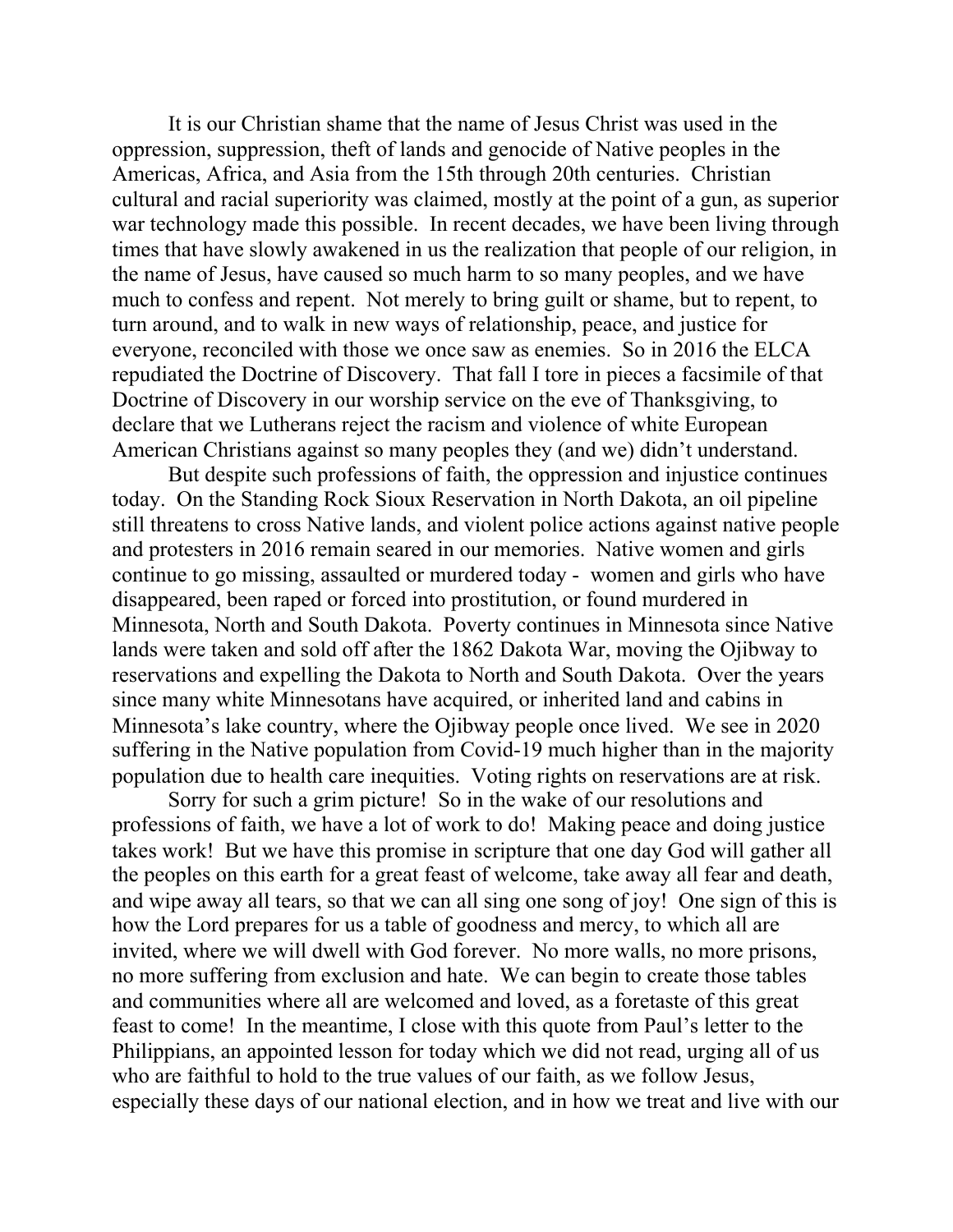It is our Christian shame that the name of Jesus Christ was used in the oppression, suppression, theft of lands and genocide of Native peoples in the Americas, Africa, and Asia from the 15th through 20th centuries. Christian cultural and racial superiority was claimed, mostly at the point of a gun, as superior war technology made this possible. In recent decades, we have been living through times that have slowly awakened in us the realization that people of our religion, in the name of Jesus, have caused so much harm to so many peoples, and we have much to confess and repent. Not merely to bring guilt or shame, but to repent, to turn around, and to walk in new ways of relationship, peace, and justice for everyone, reconciled with those we once saw as enemies. So in 2016 the ELCA repudiated the Doctrine of Discovery. That fall I tore in pieces a facsimile of that Doctrine of Discovery in our worship service on the eve of Thanksgiving, to declare that we Lutherans reject the racism and violence of white European American Christians against so many peoples they (and we) didn't understand.

But despite such professions of faith, the oppression and injustice continues today. On the Standing Rock Sioux Reservation in North Dakota, an oil pipeline still threatens to cross Native lands, and violent police actions against native people and protesters in 2016 remain seared in our memories. Native women and girls continue to go missing, assaulted or murdered today - women and girls who have disappeared, been raped or forced into prostitution, or found murdered in Minnesota, North and South Dakota. Poverty continues in Minnesota since Native lands were taken and sold off after the 1862 Dakota War, moving the Ojibway to reservations and expelling the Dakota to North and South Dakota. Over the years since many white Minnesotans have acquired, or inherited land and cabins in Minnesota's lake country, where the Ojibway people once lived. We see in 2020 suffering in the Native population from Covid-19 much higher than in the majority population due to health care inequities. Voting rights on reservations are at risk.

Sorry for such a grim picture! So in the wake of our resolutions and professions of faith, we have a lot of work to do! Making peace and doing justice takes work! But we have this promise in scripture that one day God will gather all the peoples on this earth for a great feast of welcome, take away all fear and death, and wipe away all tears, so that we can all sing one song of joy! One sign of this is how the Lord prepares for us a table of goodness and mercy, to which all are invited, where we will dwell with God forever. No more walls, no more prisons, no more suffering from exclusion and hate. We can begin to create those tables and communities where all are welcomed and loved, as a foretaste of this great feast to come! In the meantime, I close with this quote from Paul's letter to the Philippians, an appointed lesson for today which we did not read, urging all of us who are faithful to hold to the true values of our faith, as we follow Jesus, especially these days of our national election, and in how we treat and live with our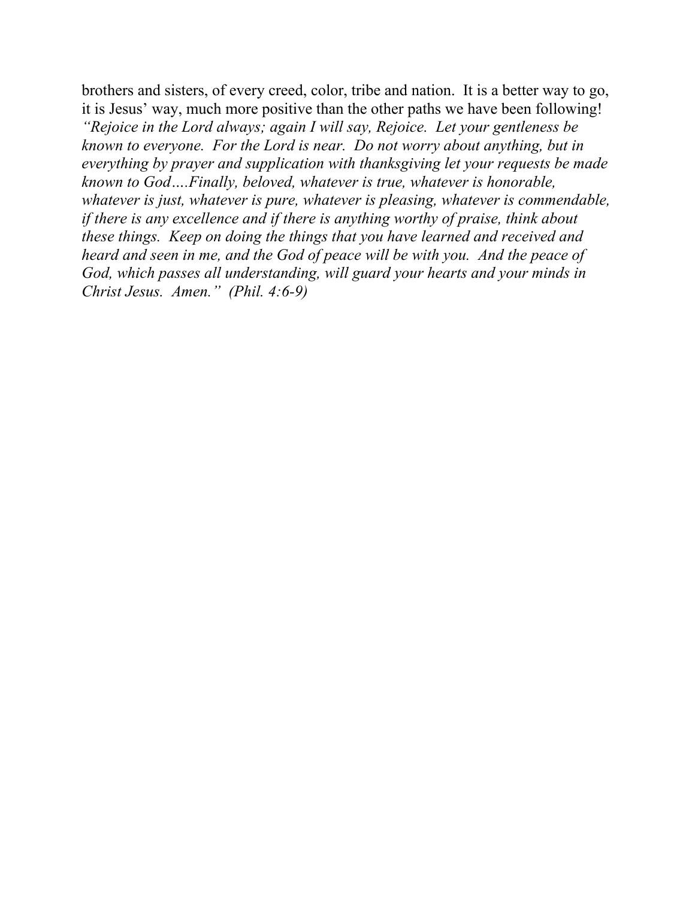brothers and sisters, of every creed, color, tribe and nation. It is a better way to go, it is Jesus' way, much more positive than the other paths we have been following! *"Rejoice in the Lord always; again I will say, Rejoice. Let your gentleness be known to everyone. For the Lord is near. Do not worry about anything, but in everything by prayer and supplication with thanksgiving let your requests be made known to God….Finally, beloved, whatever is true, whatever is honorable, whatever is just, whatever is pure, whatever is pleasing, whatever is commendable, if there is any excellence and if there is anything worthy of praise, think about these things. Keep on doing the things that you have learned and received and heard and seen in me, and the God of peace will be with you. And the peace of God, which passes all understanding, will guard your hearts and your minds in Christ Jesus. Amen." (Phil. 4:6-9)*